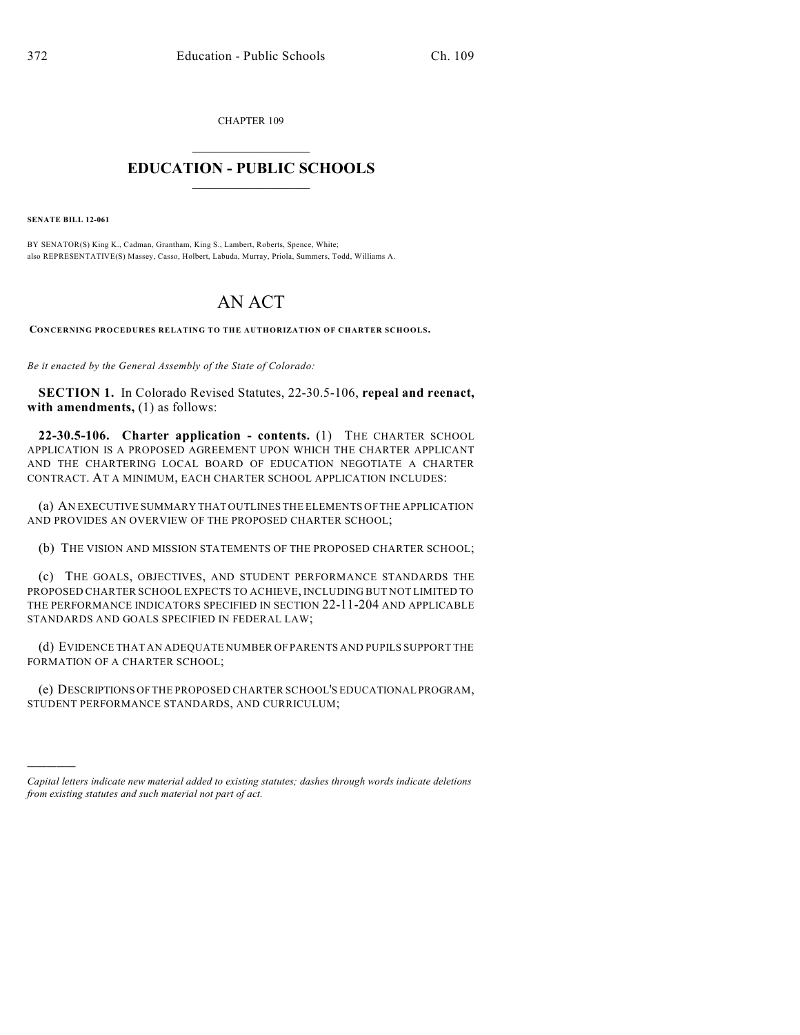CHAPTER 109

# EDUCATION - PUBLIC SCHOOLS

**SENATE BILL 12-061**

BY SENATOR(S) King K., Cadman, Grantham, King S., Lambert, Roberts, Spence, White;
also REPRESENTATIVE(S) Massey, Casso, Holbert, Labuda, Murray, Priola, Summers, Todd, Williams A.

# AN ACT

**CONCERNING PROCEDURES RELATING TO THE AUTHORIZATION OF CHARTER SCHOOLS.**

*Be it enacted by the General Assembly of the State of Colorado:*

**SECTION 1.** In Colorado Revised Statutes, 22-30.5-106, **repeal and reenact, with amendments,** (1) as follows:

**22-30.5-106. Charter application - contents.** (1) THE CHARTER SCHOOL APPLICATION IS A PROPOSED AGREEMENT UPON WHICH THE CHARTER APPLICANT AND THE CHARTERING LOCAL BOARD OF EDUCATION NEGOTIATE A CHARTER CONTRACT. AT A MINIMUM, EACH CHARTER SCHOOL APPLICATION INCLUDES:

(a) AN EXECUTIVE SUMMARY THAT OUTLINES THE ELEMENTS OF THE APPLICATION AND PROVIDES AN OVERVIEW OF THE PROPOSED CHARTER SCHOOL;

(b) THE VISION AND MISSION STATEMENTS OF THE PROPOSED CHARTER SCHOOL;

(c) THE GOALS, OBJECTIVES, AND STUDENT PERFORMANCE STANDARDS THE PROPOSED CHARTER SCHOOL EXPECTS TO ACHIEVE, INCLUDING BUT NOT LIMITED TO THE PERFORMANCE INDICATORS SPECIFIED IN SECTION 22-11-204 AND APPLICABLE STANDARDS AND GOALS SPECIFIED IN FEDERAL LAW;

(d) EVIDENCE THAT AN ADEQUATE NUMBER OF PARENTS AND PUPILS SUPPORT THE FORMATION OF A CHARTER SCHOOL;

(e) DESCRIPTIONS OF THE PROPOSED CHARTER SCHOOL'S EDUCATIONAL PROGRAM, STUDENT PERFORMANCE STANDARDS, AND CURRICULUM;

---

*Capital letters indicate new material added to existing statutes; dashes through words indicate deletions from existing statutes and such material not part of act.*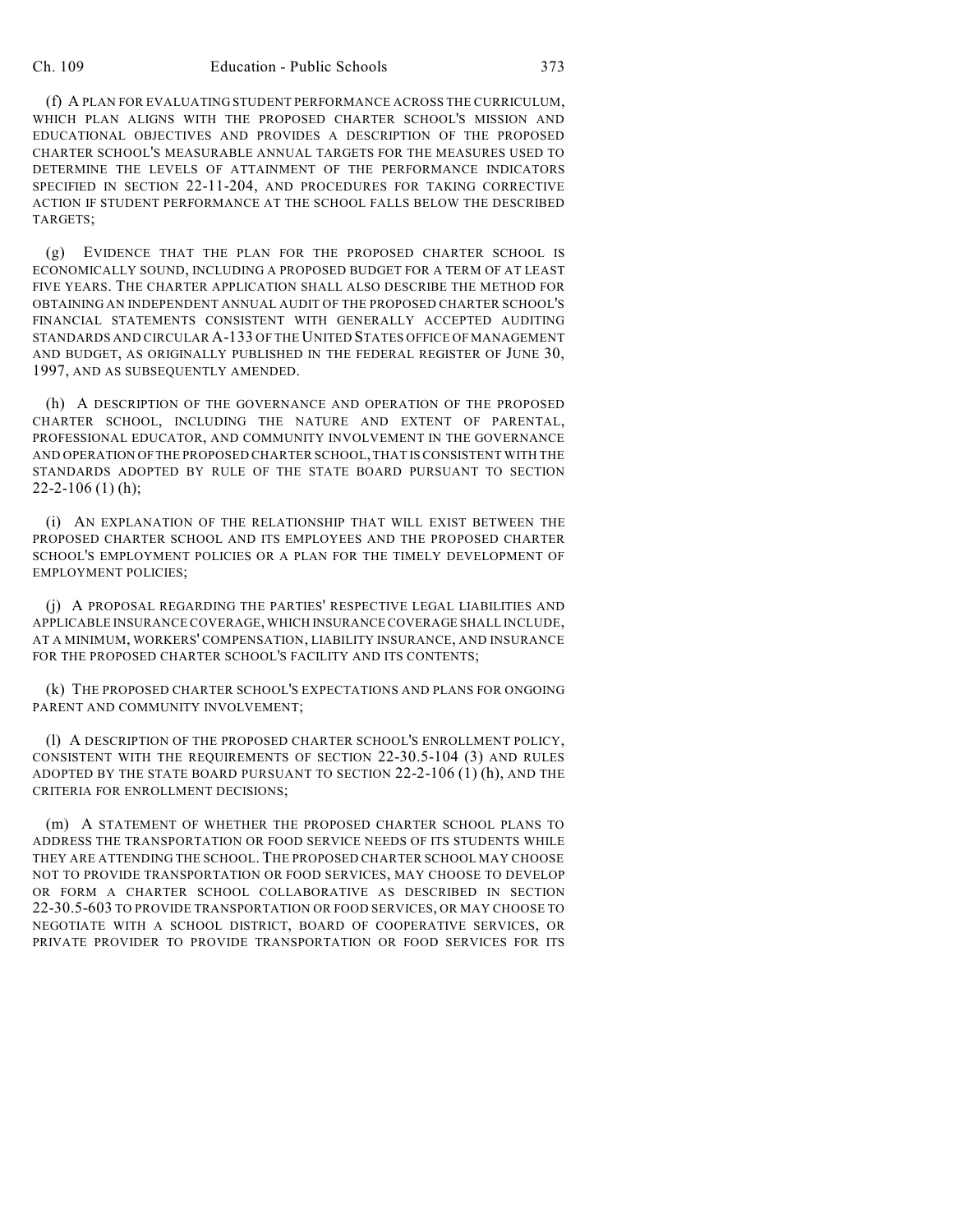(f) A PLAN FOR EVALUATING STUDENT PERFORMANCE ACROSS THE CURRICULUM, WHICH PLAN ALIGNS WITH THE PROPOSED CHARTER SCHOOL'S MISSION AND EDUCATIONAL OBJECTIVES AND PROVIDES A DESCRIPTION OF THE PROPOSED CHARTER SCHOOL'S MEASURABLE ANNUAL TARGETS FOR THE MEASURES USED TO DETERMINE THE LEVELS OF ATTAINMENT OF THE PERFORMANCE INDICATORS SPECIFIED IN SECTION 22-11-204, AND PROCEDURES FOR TAKING CORRECTIVE ACTION IF STUDENT PERFORMANCE AT THE SCHOOL FALLS BELOW THE DESCRIBED TARGETS;

(g) EVIDENCE THAT THE PLAN FOR THE PROPOSED CHARTER SCHOOL IS ECONOMICALLY SOUND, INCLUDING A PROPOSED BUDGET FOR A TERM OF AT LEAST FIVE YEARS. THE CHARTER APPLICATION SHALL ALSO DESCRIBE THE METHOD FOR OBTAINING AN INDEPENDENT ANNUAL AUDIT OF THE PROPOSED CHARTER SCHOOL'S FINANCIAL STATEMENTS CONSISTENT WITH GENERALLY ACCEPTED AUDITING STANDARDS AND CIRCULAR A-133 OF THE UNITED STATES OFFICE OF MANAGEMENT AND BUDGET, AS ORIGINALLY PUBLISHED IN THE FEDERAL REGISTER OF JUNE 30, 1997, AND AS SUBSEQUENTLY AMENDED.

(h) A DESCRIPTION OF THE GOVERNANCE AND OPERATION OF THE PROPOSED CHARTER SCHOOL, INCLUDING THE NATURE AND EXTENT OF PARENTAL, PROFESSIONAL EDUCATOR, AND COMMUNITY INVOLVEMENT IN THE GOVERNANCE AND OPERATION OF THE PROPOSED CHARTER SCHOOL, THAT IS CONSISTENT WITH THE STANDARDS ADOPTED BY RULE OF THE STATE BOARD PURSUANT TO SECTION 22-2-106 (1) (h);

(i) AN EXPLANATION OF THE RELATIONSHIP THAT WILL EXIST BETWEEN THE PROPOSED CHARTER SCHOOL AND ITS EMPLOYEES AND THE PROPOSED CHARTER SCHOOL'S EMPLOYMENT POLICIES OR A PLAN FOR THE TIMELY DEVELOPMENT OF EMPLOYMENT POLICIES;

(j) A PROPOSAL REGARDING THE PARTIES' RESPECTIVE LEGAL LIABILITIES AND APPLICABLE INSURANCE COVERAGE, WHICH INSURANCE COVERAGE SHALL INCLUDE, AT A MINIMUM, WORKERS' COMPENSATION, LIABILITY INSURANCE, AND INSURANCE FOR THE PROPOSED CHARTER SCHOOL'S FACILITY AND ITS CONTENTS;

(k) THE PROPOSED CHARTER SCHOOL'S EXPECTATIONS AND PLANS FOR ONGOING PARENT AND COMMUNITY INVOLVEMENT;

(l) A DESCRIPTION OF THE PROPOSED CHARTER SCHOOL'S ENROLLMENT POLICY, CONSISTENT WITH THE REQUIREMENTS OF SECTION 22-30.5-104 (3) AND RULES ADOPTED BY THE STATE BOARD PURSUANT TO SECTION 22-2-106 (1) (h), AND THE CRITERIA FOR ENROLLMENT DECISIONS;

(m) A STATEMENT OF WHETHER THE PROPOSED CHARTER SCHOOL PLANS TO ADDRESS THE TRANSPORTATION OR FOOD SERVICE NEEDS OF ITS STUDENTS WHILE THEY ARE ATTENDING THE SCHOOL. THE PROPOSED CHARTER SCHOOL MAY CHOOSE NOT TO PROVIDE TRANSPORTATION OR FOOD SERVICES, MAY CHOOSE TO DEVELOP OR FORM A CHARTER SCHOOL COLLABORATIVE AS DESCRIBED IN SECTION 22-30.5-603 TO PROVIDE TRANSPORTATION OR FOOD SERVICES, OR MAY CHOOSE TO NEGOTIATE WITH A SCHOOL DISTRICT, BOARD OF COOPERATIVE SERVICES, OR PRIVATE PROVIDER TO PROVIDE TRANSPORTATION OR FOOD SERVICES FOR ITS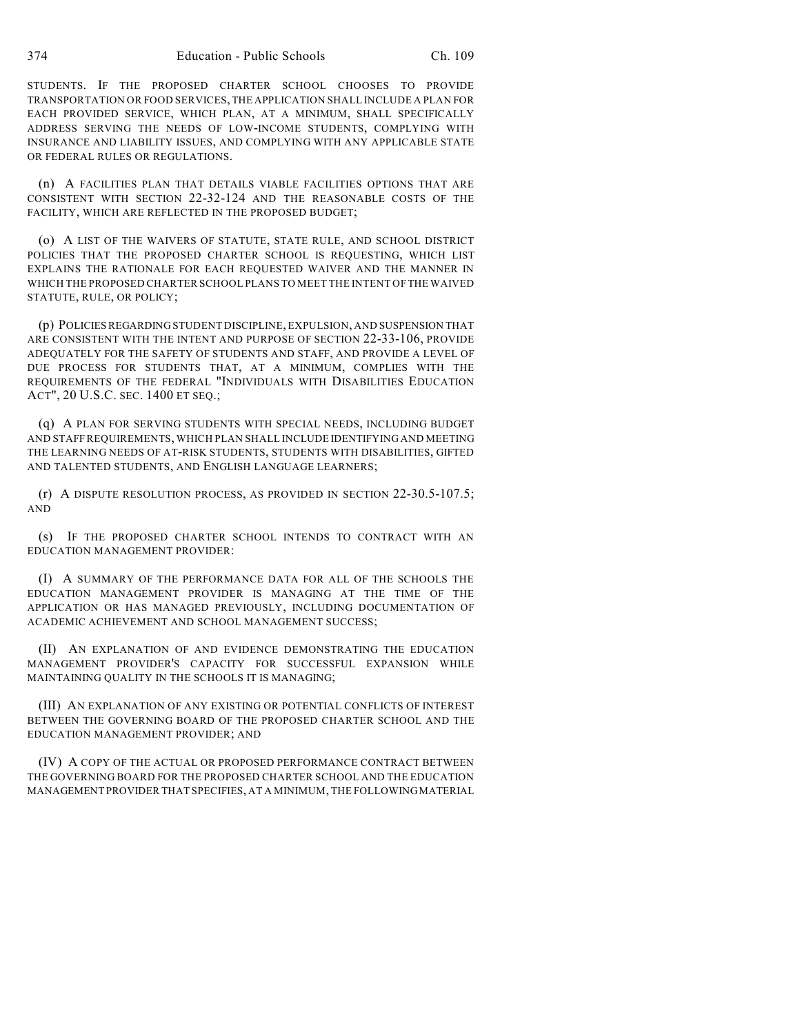STUDENTS. IF THE PROPOSED CHARTER SCHOOL CHOOSES TO PROVIDE TRANSPORTATION OR FOOD SERVICES, THE APPLICATION SHALL INCLUDE A PLAN FOR EACH PROVIDED SERVICE, WHICH PLAN, AT A MINIMUM, SHALL SPECIFICALLY ADDRESS SERVING THE NEEDS OF LOW-INCOME STUDENTS, COMPLYING WITH INSURANCE AND LIABILITY ISSUES, AND COMPLYING WITH ANY APPLICABLE STATE OR FEDERAL RULES OR REGULATIONS.

(n) A FACILITIES PLAN THAT DETAILS VIABLE FACILITIES OPTIONS THAT ARE CONSISTENT WITH SECTION 22-32-124 AND THE REASONABLE COSTS OF THE FACILITY, WHICH ARE REFLECTED IN THE PROPOSED BUDGET;

(o) A LIST OF THE WAIVERS OF STATUTE, STATE RULE, AND SCHOOL DISTRICT POLICIES THAT THE PROPOSED CHARTER SCHOOL IS REQUESTING, WHICH LIST EXPLAINS THE RATIONALE FOR EACH REQUESTED WAIVER AND THE MANNER IN WHICH THE PROPOSED CHARTER SCHOOL PLANS TO MEET THE INTENT OF THE WAIVED STATUTE, RULE, OR POLICY;

(p) POLICIES REGARDING STUDENT DISCIPLINE, EXPULSION, AND SUSPENSION THAT ARE CONSISTENT WITH THE INTENT AND PURPOSE OF SECTION 22-33-106, PROVIDE ADEQUATELY FOR THE SAFETY OF STUDENTS AND STAFF, AND PROVIDE A LEVEL OF DUE PROCESS FOR STUDENTS THAT, AT A MINIMUM, COMPLIES WITH THE REQUIREMENTS OF THE FEDERAL "INDIVIDUALS WITH DISABILITIES EDUCATION ACT", 20 U.S.C. SEC. 1400 ET SEQ.;

(q) A PLAN FOR SERVING STUDENTS WITH SPECIAL NEEDS, INCLUDING BUDGET AND STAFF REQUIREMENTS, WHICH PLAN SHALL INCLUDE IDENTIFYING AND MEETING THE LEARNING NEEDS OF AT-RISK STUDENTS, STUDENTS WITH DISABILITIES, GIFTED AND TALENTED STUDENTS, AND ENGLISH LANGUAGE LEARNERS;

(r) A DISPUTE RESOLUTION PROCESS, AS PROVIDED IN SECTION 22-30.5-107.5; AND

(s) IF THE PROPOSED CHARTER SCHOOL INTENDS TO CONTRACT WITH AN EDUCATION MANAGEMENT PROVIDER:

(I) A SUMMARY OF THE PERFORMANCE DATA FOR ALL OF THE SCHOOLS THE EDUCATION MANAGEMENT PROVIDER IS MANAGING AT THE TIME OF THE APPLICATION OR HAS MANAGED PREVIOUSLY, INCLUDING DOCUMENTATION OF ACADEMIC ACHIEVEMENT AND SCHOOL MANAGEMENT SUCCESS;

(II) AN EXPLANATION OF AND EVIDENCE DEMONSTRATING THE EDUCATION MANAGEMENT PROVIDER'S CAPACITY FOR SUCCESSFUL EXPANSION WHILE MAINTAINING QUALITY IN THE SCHOOLS IT IS MANAGING;

(III) AN EXPLANATION OF ANY EXISTING OR POTENTIAL CONFLICTS OF INTEREST BETWEEN THE GOVERNING BOARD OF THE PROPOSED CHARTER SCHOOL AND THE EDUCATION MANAGEMENT PROVIDER; AND

(IV) A COPY OF THE ACTUAL OR PROPOSED PERFORMANCE CONTRACT BETWEEN THE GOVERNING BOARD FOR THE PROPOSED CHARTER SCHOOL AND THE EDUCATION MANAGEMENT PROVIDER THAT SPECIFIES, AT A MINIMUM, THE FOLLOWING MATERIAL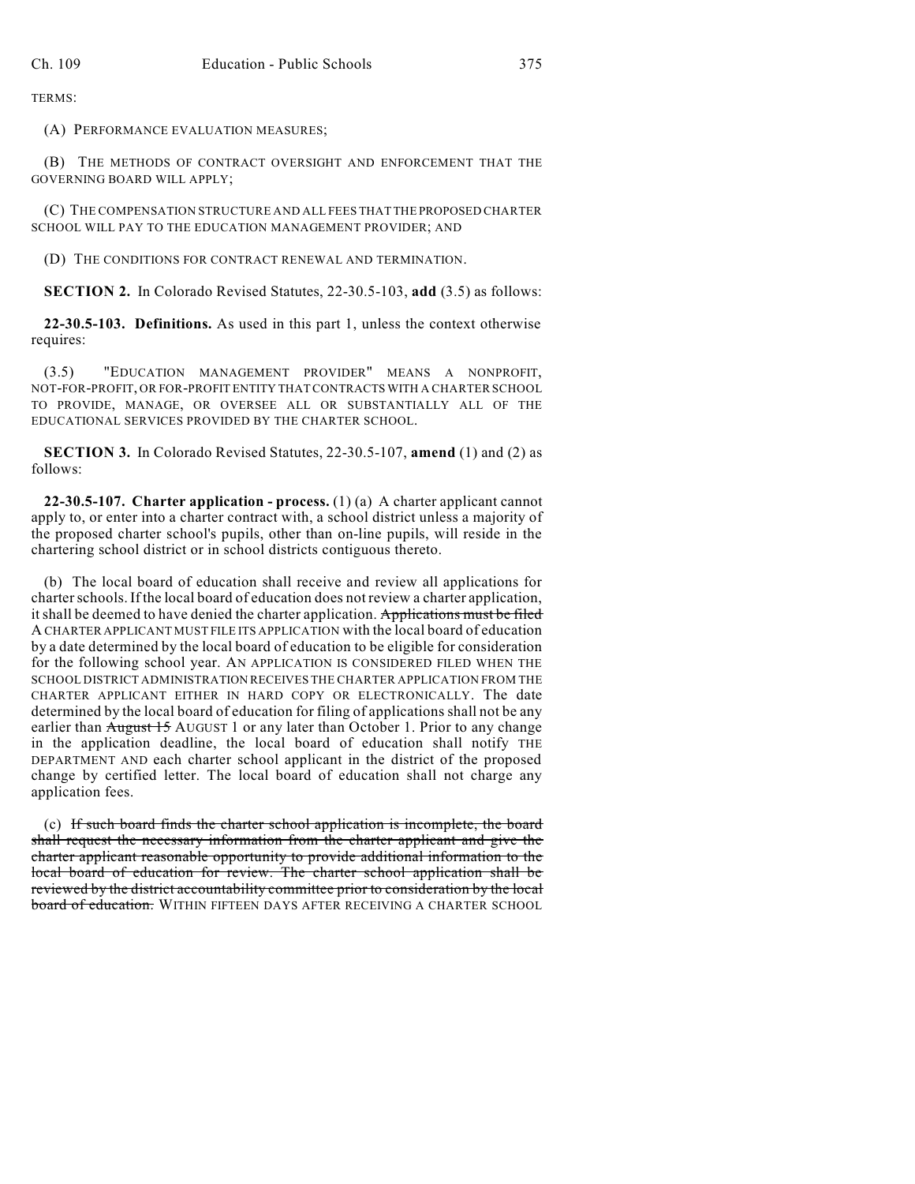TERMS:

(A) PERFORMANCE EVALUATION MEASURES;

(B) THE METHODS OF CONTRACT OVERSIGHT AND ENFORCEMENT THAT THE GOVERNING BOARD WILL APPLY;

(C) THE COMPENSATION STRUCTURE AND ALL FEES THAT THE PROPOSED CHARTER SCHOOL WILL PAY TO THE EDUCATION MANAGEMENT PROVIDER; AND

(D) THE CONDITIONS FOR CONTRACT RENEWAL AND TERMINATION.

**SECTION 2.** In Colorado Revised Statutes, 22-30.5-103, **add** (3.5) as follows:

**22-30.5-103. Definitions.** As used in this part 1, unless the context otherwise requires:

(3.5) "EDUCATION MANAGEMENT PROVIDER" MEANS A NONPROFIT, NOT-FOR-PROFIT, OR FOR-PROFIT ENTITY THAT CONTRACTS WITH A CHARTER SCHOOL TO PROVIDE, MANAGE, OR OVERSEE ALL OR SUBSTANTIALLY ALL OF THE EDUCATIONAL SERVICES PROVIDED BY THE CHARTER SCHOOL.

**SECTION 3.** In Colorado Revised Statutes, 22-30.5-107, **amend** (1) and (2) as follows:

**22-30.5-107. Charter application - process.** (1) (a) A charter applicant cannot apply to, or enter into a charter contract with, a school district unless a majority of the proposed charter school's pupils, other than on-line pupils, will reside in the chartering school district or in school districts contiguous thereto.

(b) The local board of education shall receive and review all applications for charter schools. If the local board of education does not review a charter application, it shall be deemed to have denied the charter application. ~~Applications must be filed~~ A CHARTER APPLICANT MUST FILE ITS APPLICATION with the local board of education by a date determined by the local board of education to be eligible for consideration for the following school year. AN APPLICATION IS CONSIDERED FILED WHEN THE SCHOOL DISTRICT ADMINISTRATION RECEIVES THE CHARTER APPLICATION FROM THE CHARTER APPLICANT EITHER IN HARD COPY OR ELECTRONICALLY. The date determined by the local board of education for filing of applications shall not be any earlier than ~~August 15~~ AUGUST 1 or any later than October 1. Prior to any change in the application deadline, the local board of education shall notify THE DEPARTMENT AND each charter school applicant in the district of the proposed change by certified letter. The local board of education shall not charge any application fees.

(c) ~~If such board finds the charter school application is incomplete, the board shall request the necessary information from the charter applicant and give the charter applicant reasonable opportunity to provide additional information to the local board of education for review. The charter school application shall be reviewed by the district accountability committee prior to consideration by the local board of education.~~ WITHIN FIFTEEN DAYS AFTER RECEIVING A CHARTER SCHOOL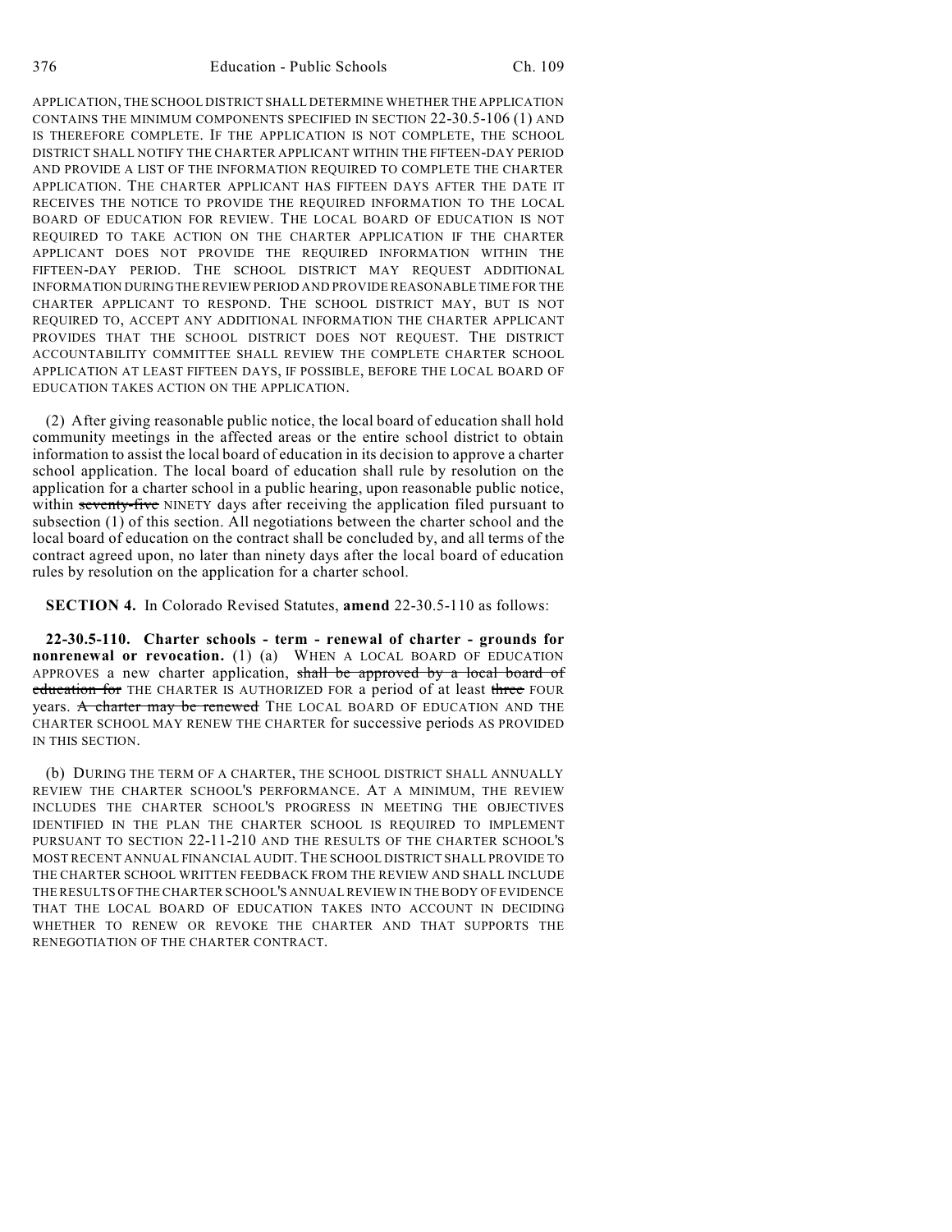APPLICATION, THE SCHOOL DISTRICT SHALL DETERMINE WHETHER THE APPLICATION CONTAINS THE MINIMUM COMPONENTS SPECIFIED IN SECTION 22-30.5-106 (1) AND IS THEREFORE COMPLETE. IF THE APPLICATION IS NOT COMPLETE, THE SCHOOL DISTRICT SHALL NOTIFY THE CHARTER APPLICANT WITHIN THE FIFTEEN-DAY PERIOD AND PROVIDE A LIST OF THE INFORMATION REQUIRED TO COMPLETE THE CHARTER APPLICATION. THE CHARTER APPLICANT HAS FIFTEEN DAYS AFTER THE DATE IT RECEIVES THE NOTICE TO PROVIDE THE REQUIRED INFORMATION TO THE LOCAL BOARD OF EDUCATION FOR REVIEW. THE LOCAL BOARD OF EDUCATION IS NOT REQUIRED TO TAKE ACTION ON THE CHARTER APPLICATION IF THE CHARTER APPLICANT DOES NOT PROVIDE THE REQUIRED INFORMATION WITHIN THE FIFTEEN-DAY PERIOD. THE SCHOOL DISTRICT MAY REQUEST ADDITIONAL INFORMATION DURING THE REVIEW PERIOD AND PROVIDE REASONABLE TIME FOR THE CHARTER APPLICANT TO RESPOND. THE SCHOOL DISTRICT MAY, BUT IS NOT REQUIRED TO, ACCEPT ANY ADDITIONAL INFORMATION THE CHARTER APPLICANT PROVIDES THAT THE SCHOOL DISTRICT DOES NOT REQUEST. THE DISTRICT ACCOUNTABILITY COMMITTEE SHALL REVIEW THE COMPLETE CHARTER SCHOOL APPLICATION AT LEAST FIFTEEN DAYS, IF POSSIBLE, BEFORE THE LOCAL BOARD OF EDUCATION TAKES ACTION ON THE APPLICATION.

(2) After giving reasonable public notice, the local board of education shall hold community meetings in the affected areas or the entire school district to obtain information to assist the local board of education in its decision to approve a charter school application. The local board of education shall rule by resolution on the application for a charter school in a public hearing, upon reasonable public notice, within ~~seventy-five~~ NINETY days after receiving the application filed pursuant to subsection (1) of this section. All negotiations between the charter school and the local board of education on the contract shall be concluded by, and all terms of the contract agreed upon, no later than ninety days after the local board of education rules by resolution on the application for a charter school.

**SECTION 4.** In Colorado Revised Statutes, **amend** 22-30.5-110 as follows:

**22-30.5-110. Charter schools - term - renewal of charter - grounds for nonrenewal or revocation.** (1) (a) WHEN A LOCAL BOARD OF EDUCATION APPROVES a new charter application, ~~shall be approved by a local board of education for~~ THE CHARTER IS AUTHORIZED FOR a period of at least ~~three~~ FOUR years. ~~A charter may be renewed~~ THE LOCAL BOARD OF EDUCATION AND THE CHARTER SCHOOL MAY RENEW THE CHARTER for successive periods AS PROVIDED IN THIS SECTION.

(b) DURING THE TERM OF A CHARTER, THE SCHOOL DISTRICT SHALL ANNUALLY REVIEW THE CHARTER SCHOOL'S PERFORMANCE. AT A MINIMUM, THE REVIEW INCLUDES THE CHARTER SCHOOL'S PROGRESS IN MEETING THE OBJECTIVES IDENTIFIED IN THE PLAN THE CHARTER SCHOOL IS REQUIRED TO IMPLEMENT PURSUANT TO SECTION 22-11-210 AND THE RESULTS OF THE CHARTER SCHOOL'S MOST RECENT ANNUAL FINANCIAL AUDIT. THE SCHOOL DISTRICT SHALL PROVIDE TO THE CHARTER SCHOOL WRITTEN FEEDBACK FROM THE REVIEW AND SHALL INCLUDE THE RESULTS OF THE CHARTER SCHOOL'S ANNUAL REVIEW IN THE BODY OF EVIDENCE THAT THE LOCAL BOARD OF EDUCATION TAKES INTO ACCOUNT IN DECIDING WHETHER TO RENEW OR REVOKE THE CHARTER AND THAT SUPPORTS THE RENEGOTIATION OF THE CHARTER CONTRACT.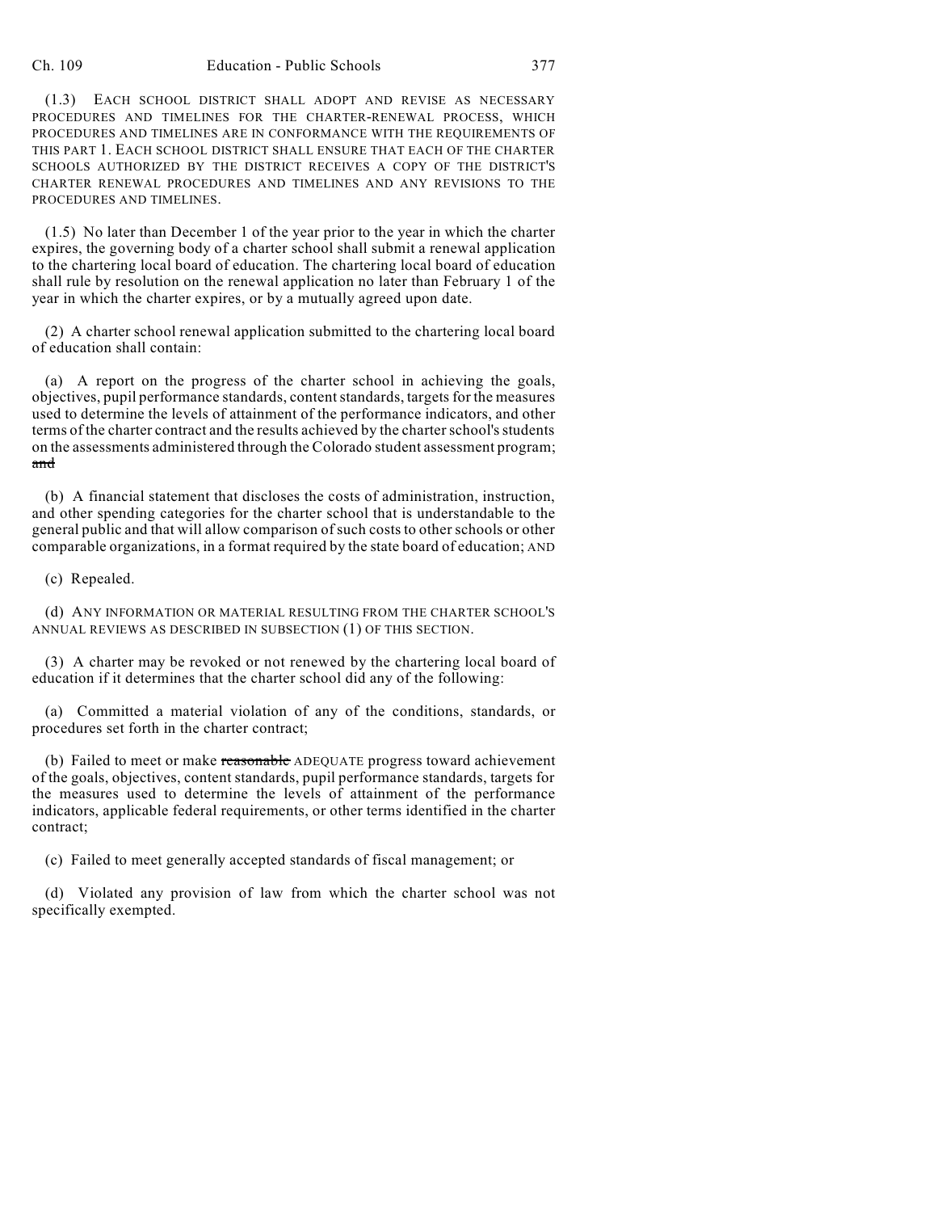(1.3) EACH SCHOOL DISTRICT SHALL ADOPT AND REVISE AS NECESSARY PROCEDURES AND TIMELINES FOR THE CHARTER-RENEWAL PROCESS, WHICH PROCEDURES AND TIMELINES ARE IN CONFORMANCE WITH THE REQUIREMENTS OF THIS PART 1. EACH SCHOOL DISTRICT SHALL ENSURE THAT EACH OF THE CHARTER SCHOOLS AUTHORIZED BY THE DISTRICT RECEIVES A COPY OF THE DISTRICT'S CHARTER RENEWAL PROCEDURES AND TIMELINES AND ANY REVISIONS TO THE PROCEDURES AND TIMELINES.

(1.5) No later than December 1 of the year prior to the year in which the charter expires, the governing body of a charter school shall submit a renewal application to the chartering local board of education. The chartering local board of education shall rule by resolution on the renewal application no later than February 1 of the year in which the charter expires, or by a mutually agreed upon date.

(2) A charter school renewal application submitted to the chartering local board of education shall contain:

(a) A report on the progress of the charter school in achieving the goals, objectives, pupil performance standards, content standards, targets for the measures used to determine the levels of attainment of the performance indicators, and other terms of the charter contract and the results achieved by the charter school's students on the assessments administered through the Colorado student assessment program; ~~and~~

(b) A financial statement that discloses the costs of administration, instruction, and other spending categories for the charter school that is understandable to the general public and that will allow comparison of such costs to other schools or other comparable organizations, in a format required by the state board of education; AND

(c) Repealed.

(d) ANY INFORMATION OR MATERIAL RESULTING FROM THE CHARTER SCHOOL'S ANNUAL REVIEWS AS DESCRIBED IN SUBSECTION (1) OF THIS SECTION.

(3) A charter may be revoked or not renewed by the chartering local board of education if it determines that the charter school did any of the following:

(a) Committed a material violation of any of the conditions, standards, or procedures set forth in the charter contract;

(b) Failed to meet or make ~~reasonable~~ ADEQUATE progress toward achievement of the goals, objectives, content standards, pupil performance standards, targets for the measures used to determine the levels of attainment of the performance indicators, applicable federal requirements, or other terms identified in the charter contract;

(c) Failed to meet generally accepted standards of fiscal management; or

(d) Violated any provision of law from which the charter school was not specifically exempted.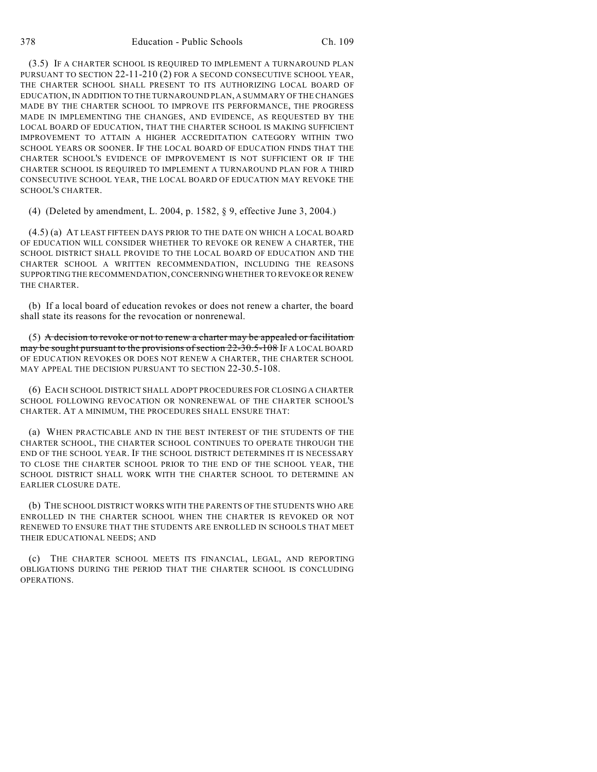(3.5) IF A CHARTER SCHOOL IS REQUIRED TO IMPLEMENT A TURNAROUND PLAN PURSUANT TO SECTION 22-11-210 (2) FOR A SECOND CONSECUTIVE SCHOOL YEAR, THE CHARTER SCHOOL SHALL PRESENT TO ITS AUTHORIZING LOCAL BOARD OF EDUCATION, IN ADDITION TO THE TURNAROUND PLAN, A SUMMARY OF THE CHANGES MADE BY THE CHARTER SCHOOL TO IMPROVE ITS PERFORMANCE, THE PROGRESS MADE IN IMPLEMENTING THE CHANGES, AND EVIDENCE, AS REQUESTED BY THE LOCAL BOARD OF EDUCATION, THAT THE CHARTER SCHOOL IS MAKING SUFFICIENT IMPROVEMENT TO ATTAIN A HIGHER ACCREDITATION CATEGORY WITHIN TWO SCHOOL YEARS OR SOONER. IF THE LOCAL BOARD OF EDUCATION FINDS THAT THE CHARTER SCHOOL'S EVIDENCE OF IMPROVEMENT IS NOT SUFFICIENT OR IF THE CHARTER SCHOOL IS REQUIRED TO IMPLEMENT A TURNAROUND PLAN FOR A THIRD CONSECUTIVE SCHOOL YEAR, THE LOCAL BOARD OF EDUCATION MAY REVOKE THE SCHOOL'S CHARTER.

(4) (Deleted by amendment, L. 2004, p. 1582, § 9, effective June 3, 2004.)

(4.5) (a) AT LEAST FIFTEEN DAYS PRIOR TO THE DATE ON WHICH A LOCAL BOARD OF EDUCATION WILL CONSIDER WHETHER TO REVOKE OR RENEW A CHARTER, THE SCHOOL DISTRICT SHALL PROVIDE TO THE LOCAL BOARD OF EDUCATION AND THE CHARTER SCHOOL A WRITTEN RECOMMENDATION, INCLUDING THE REASONS SUPPORTING THE RECOMMENDATION, CONCERNING WHETHER TO REVOKE OR RENEW THE CHARTER.

(b) If a local board of education revokes or does not renew a charter, the board shall state its reasons for the revocation or nonrenewal.

(5) ~~A decision to revoke or not to renew a charter may be appealed or facilitation may be sought pursuant to the provisions of section 22-30.5-108~~ IF A LOCAL BOARD OF EDUCATION REVOKES OR DOES NOT RENEW A CHARTER, THE CHARTER SCHOOL MAY APPEAL THE DECISION PURSUANT TO SECTION 22-30.5-108.

(6) EACH SCHOOL DISTRICT SHALL ADOPT PROCEDURES FOR CLOSING A CHARTER SCHOOL FOLLOWING REVOCATION OR NONRENEWAL OF THE CHARTER SCHOOL'S CHARTER. AT A MINIMUM, THE PROCEDURES SHALL ENSURE THAT:

(a) WHEN PRACTICABLE AND IN THE BEST INTEREST OF THE STUDENTS OF THE CHARTER SCHOOL, THE CHARTER SCHOOL CONTINUES TO OPERATE THROUGH THE END OF THE SCHOOL YEAR. IF THE SCHOOL DISTRICT DETERMINES IT IS NECESSARY TO CLOSE THE CHARTER SCHOOL PRIOR TO THE END OF THE SCHOOL YEAR, THE SCHOOL DISTRICT SHALL WORK WITH THE CHARTER SCHOOL TO DETERMINE AN EARLIER CLOSURE DATE.

(b) THE SCHOOL DISTRICT WORKS WITH THE PARENTS OF THE STUDENTS WHO ARE ENROLLED IN THE CHARTER SCHOOL WHEN THE CHARTER IS REVOKED OR NOT RENEWED TO ENSURE THAT THE STUDENTS ARE ENROLLED IN SCHOOLS THAT MEET THEIR EDUCATIONAL NEEDS; AND

(c) THE CHARTER SCHOOL MEETS ITS FINANCIAL, LEGAL, AND REPORTING OBLIGATIONS DURING THE PERIOD THAT THE CHARTER SCHOOL IS CONCLUDING OPERATIONS.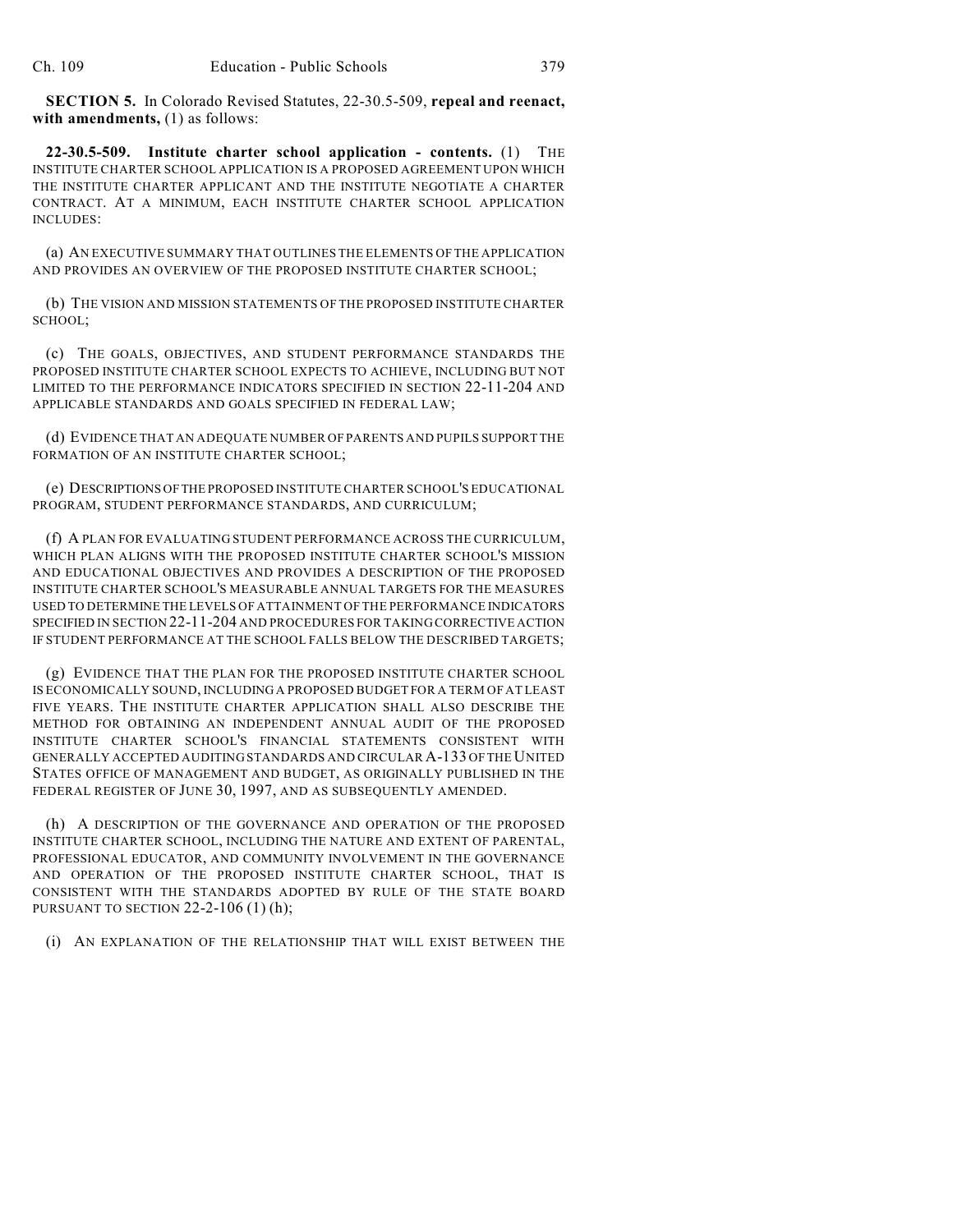**SECTION 5.** In Colorado Revised Statutes, 22-30.5-509, **repeal and reenact, with amendments,** (1) as follows:

**22-30.5-509. Institute charter school application - contents.** (1) THE INSTITUTE CHARTER SCHOOL APPLICATION IS A PROPOSED AGREEMENT UPON WHICH THE INSTITUTE CHARTER APPLICANT AND THE INSTITUTE NEGOTIATE A CHARTER CONTRACT. AT A MINIMUM, EACH INSTITUTE CHARTER SCHOOL APPLICATION INCLUDES:

(a) AN EXECUTIVE SUMMARY THAT OUTLINES THE ELEMENTS OF THE APPLICATION AND PROVIDES AN OVERVIEW OF THE PROPOSED INSTITUTE CHARTER SCHOOL;

(b) THE VISION AND MISSION STATEMENTS OF THE PROPOSED INSTITUTE CHARTER SCHOOL;

(c) THE GOALS, OBJECTIVES, AND STUDENT PERFORMANCE STANDARDS THE PROPOSED INSTITUTE CHARTER SCHOOL EXPECTS TO ACHIEVE, INCLUDING BUT NOT LIMITED TO THE PERFORMANCE INDICATORS SPECIFIED IN SECTION 22-11-204 AND APPLICABLE STANDARDS AND GOALS SPECIFIED IN FEDERAL LAW;

(d) EVIDENCE THAT AN ADEQUATE NUMBER OF PARENTS AND PUPILS SUPPORT THE FORMATION OF AN INSTITUTE CHARTER SCHOOL;

(e) DESCRIPTIONS OF THE PROPOSED INSTITUTE CHARTER SCHOOL'S EDUCATIONAL PROGRAM, STUDENT PERFORMANCE STANDARDS, AND CURRICULUM;

(f) A PLAN FOR EVALUATING STUDENT PERFORMANCE ACROSS THE CURRICULUM, WHICH PLAN ALIGNS WITH THE PROPOSED INSTITUTE CHARTER SCHOOL'S MISSION AND EDUCATIONAL OBJECTIVES AND PROVIDES A DESCRIPTION OF THE PROPOSED INSTITUTE CHARTER SCHOOL'S MEASURABLE ANNUAL TARGETS FOR THE MEASURES USED TO DETERMINE THE LEVELS OF ATTAINMENT OF THE PERFORMANCE INDICATORS SPECIFIED IN SECTION 22-11-204 AND PROCEDURES FOR TAKING CORRECTIVE ACTION IF STUDENT PERFORMANCE AT THE SCHOOL FALLS BELOW THE DESCRIBED TARGETS;

(g) EVIDENCE THAT THE PLAN FOR THE PROPOSED INSTITUTE CHARTER SCHOOL IS ECONOMICALLY SOUND, INCLUDING A PROPOSED BUDGET FOR A TERM OF AT LEAST FIVE YEARS. THE INSTITUTE CHARTER APPLICATION SHALL ALSO DESCRIBE THE METHOD FOR OBTAINING AN INDEPENDENT ANNUAL AUDIT OF THE PROPOSED INSTITUTE CHARTER SCHOOL'S FINANCIAL STATEMENTS CONSISTENT WITH GENERALLY ACCEPTED AUDITING STANDARDS AND CIRCULAR A-133 OF THE UNITED STATES OFFICE OF MANAGEMENT AND BUDGET, AS ORIGINALLY PUBLISHED IN THE FEDERAL REGISTER OF JUNE 30, 1997, AND AS SUBSEQUENTLY AMENDED.

(h) A DESCRIPTION OF THE GOVERNANCE AND OPERATION OF THE PROPOSED INSTITUTE CHARTER SCHOOL, INCLUDING THE NATURE AND EXTENT OF PARENTAL, PROFESSIONAL EDUCATOR, AND COMMUNITY INVOLVEMENT IN THE GOVERNANCE AND OPERATION OF THE PROPOSED INSTITUTE CHARTER SCHOOL, THAT IS CONSISTENT WITH THE STANDARDS ADOPTED BY RULE OF THE STATE BOARD PURSUANT TO SECTION 22-2-106 (1) (h);

(i) AN EXPLANATION OF THE RELATIONSHIP THAT WILL EXIST BETWEEN THE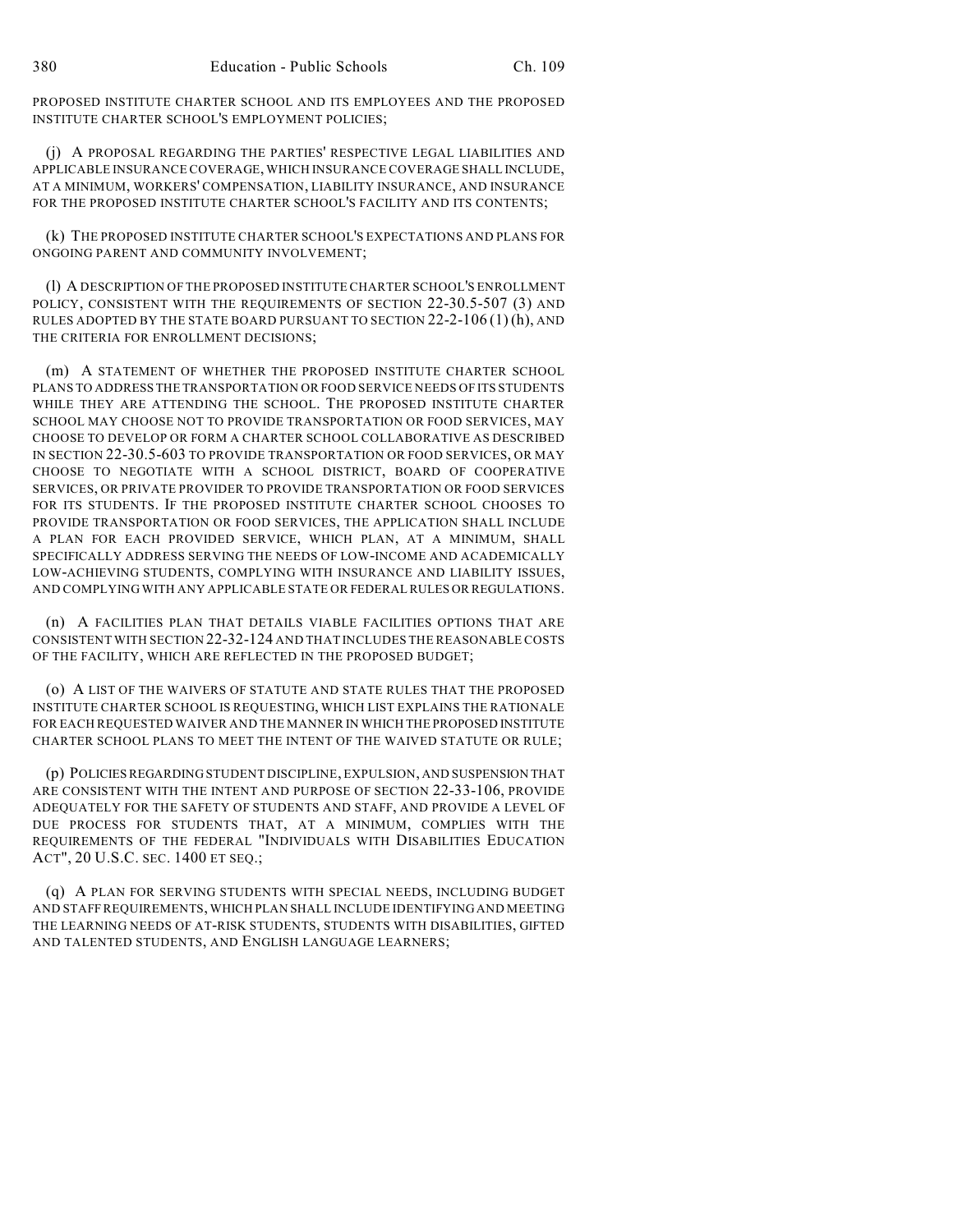PROPOSED INSTITUTE CHARTER SCHOOL AND ITS EMPLOYEES AND THE PROPOSED INSTITUTE CHARTER SCHOOL'S EMPLOYMENT POLICIES;

(j) A PROPOSAL REGARDING THE PARTIES' RESPECTIVE LEGAL LIABILITIES AND APPLICABLE INSURANCE COVERAGE, WHICH INSURANCE COVERAGE SHALL INCLUDE, AT A MINIMUM, WORKERS' COMPENSATION, LIABILITY INSURANCE, AND INSURANCE FOR THE PROPOSED INSTITUTE CHARTER SCHOOL'S FACILITY AND ITS CONTENTS;

(k) THE PROPOSED INSTITUTE CHARTER SCHOOL'S EXPECTATIONS AND PLANS FOR ONGOING PARENT AND COMMUNITY INVOLVEMENT;

(l) A DESCRIPTION OF THE PROPOSED INSTITUTE CHARTER SCHOOL'S ENROLLMENT POLICY, CONSISTENT WITH THE REQUIREMENTS OF SECTION 22-30.5-507 (3) AND RULES ADOPTED BY THE STATE BOARD PURSUANT TO SECTION 22-2-106 (1) (h), AND THE CRITERIA FOR ENROLLMENT DECISIONS;

(m) A STATEMENT OF WHETHER THE PROPOSED INSTITUTE CHARTER SCHOOL PLANS TO ADDRESS THE TRANSPORTATION OR FOOD SERVICE NEEDS OF ITS STUDENTS WHILE THEY ARE ATTENDING THE SCHOOL. THE PROPOSED INSTITUTE CHARTER SCHOOL MAY CHOOSE NOT TO PROVIDE TRANSPORTATION OR FOOD SERVICES, MAY CHOOSE TO DEVELOP OR FORM A CHARTER SCHOOL COLLABORATIVE AS DESCRIBED IN SECTION 22-30.5-603 TO PROVIDE TRANSPORTATION OR FOOD SERVICES, OR MAY CHOOSE TO NEGOTIATE WITH A SCHOOL DISTRICT, BOARD OF COOPERATIVE SERVICES, OR PRIVATE PROVIDER TO PROVIDE TRANSPORTATION OR FOOD SERVICES FOR ITS STUDENTS. IF THE PROPOSED INSTITUTE CHARTER SCHOOL CHOOSES TO PROVIDE TRANSPORTATION OR FOOD SERVICES, THE APPLICATION SHALL INCLUDE A PLAN FOR EACH PROVIDED SERVICE, WHICH PLAN, AT A MINIMUM, SHALL SPECIFICALLY ADDRESS SERVING THE NEEDS OF LOW-INCOME AND ACADEMICALLY LOW-ACHIEVING STUDENTS, COMPLYING WITH INSURANCE AND LIABILITY ISSUES, AND COMPLYING WITH ANY APPLICABLE STATE OR FEDERAL RULES OR REGULATIONS.

(n) A FACILITIES PLAN THAT DETAILS VIABLE FACILITIES OPTIONS THAT ARE CONSISTENT WITH SECTION 22-32-124 AND THAT INCLUDES THE REASONABLE COSTS OF THE FACILITY, WHICH ARE REFLECTED IN THE PROPOSED BUDGET;

(o) A LIST OF THE WAIVERS OF STATUTE AND STATE RULES THAT THE PROPOSED INSTITUTE CHARTER SCHOOL IS REQUESTING, WHICH LIST EXPLAINS THE RATIONALE FOR EACH REQUESTED WAIVER AND THE MANNER IN WHICH THE PROPOSED INSTITUTE CHARTER SCHOOL PLANS TO MEET THE INTENT OF THE WAIVED STATUTE OR RULE;

(p) POLICIES REGARDING STUDENT DISCIPLINE, EXPULSION, AND SUSPENSION THAT ARE CONSISTENT WITH THE INTENT AND PURPOSE OF SECTION 22-33-106, PROVIDE ADEQUATELY FOR THE SAFETY OF STUDENTS AND STAFF, AND PROVIDE A LEVEL OF DUE PROCESS FOR STUDENTS THAT, AT A MINIMUM, COMPLIES WITH THE REQUIREMENTS OF THE FEDERAL "INDIVIDUALS WITH DISABILITIES EDUCATION ACT", 20 U.S.C. SEC. 1400 ET SEQ.;

(q) A PLAN FOR SERVING STUDENTS WITH SPECIAL NEEDS, INCLUDING BUDGET AND STAFF REQUIREMENTS, WHICH PLAN SHALL INCLUDE IDENTIFYING AND MEETING THE LEARNING NEEDS OF AT-RISK STUDENTS, STUDENTS WITH DISABILITIES, GIFTED AND TALENTED STUDENTS, AND ENGLISH LANGUAGE LEARNERS;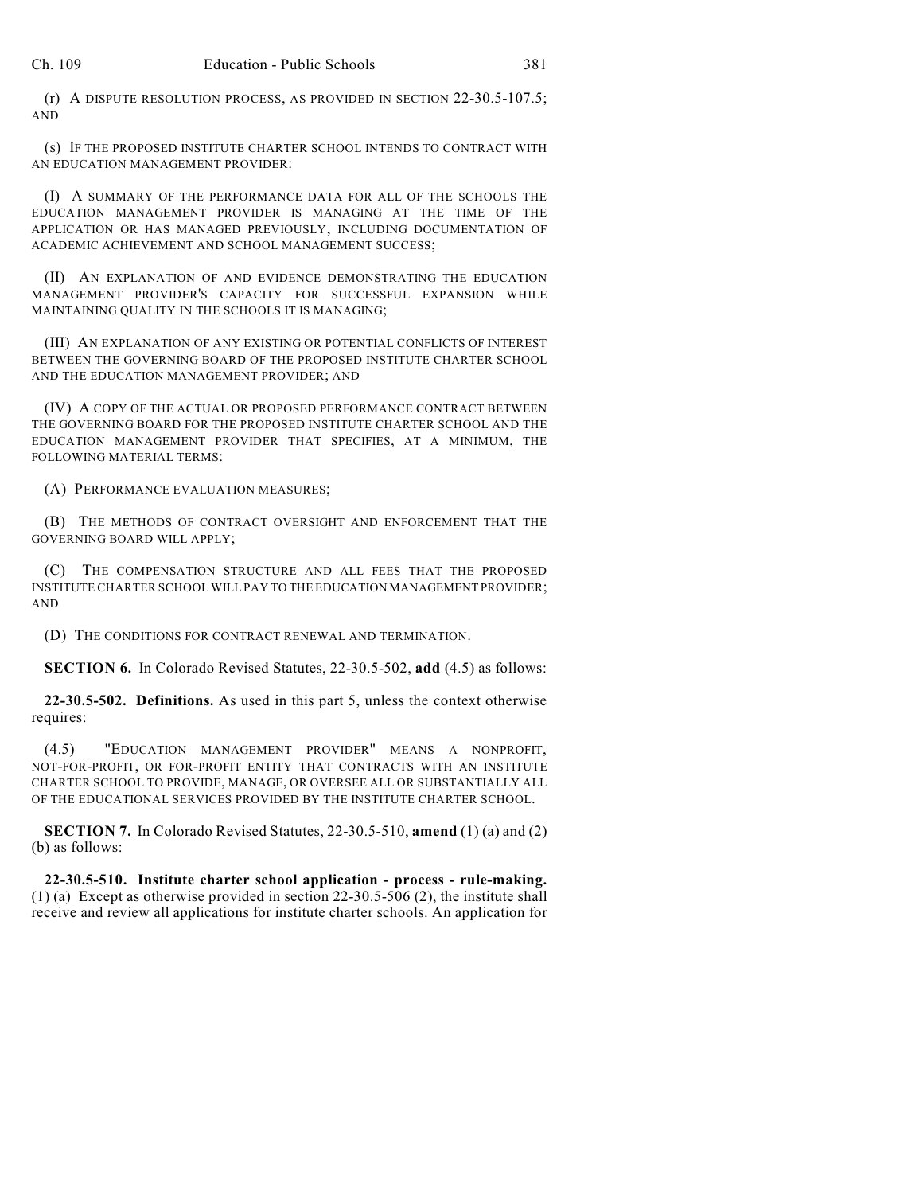(r) A DISPUTE RESOLUTION PROCESS, AS PROVIDED IN SECTION 22-30.5-107.5; AND

(s) IF THE PROPOSED INSTITUTE CHARTER SCHOOL INTENDS TO CONTRACT WITH AN EDUCATION MANAGEMENT PROVIDER:

(I) A SUMMARY OF THE PERFORMANCE DATA FOR ALL OF THE SCHOOLS THE EDUCATION MANAGEMENT PROVIDER IS MANAGING AT THE TIME OF THE APPLICATION OR HAS MANAGED PREVIOUSLY, INCLUDING DOCUMENTATION OF ACADEMIC ACHIEVEMENT AND SCHOOL MANAGEMENT SUCCESS;

(II) AN EXPLANATION OF AND EVIDENCE DEMONSTRATING THE EDUCATION MANAGEMENT PROVIDER'S CAPACITY FOR SUCCESSFUL EXPANSION WHILE MAINTAINING QUALITY IN THE SCHOOLS IT IS MANAGING;

(III) AN EXPLANATION OF ANY EXISTING OR POTENTIAL CONFLICTS OF INTEREST BETWEEN THE GOVERNING BOARD OF THE PROPOSED INSTITUTE CHARTER SCHOOL AND THE EDUCATION MANAGEMENT PROVIDER; AND

(IV) A COPY OF THE ACTUAL OR PROPOSED PERFORMANCE CONTRACT BETWEEN THE GOVERNING BOARD FOR THE PROPOSED INSTITUTE CHARTER SCHOOL AND THE EDUCATION MANAGEMENT PROVIDER THAT SPECIFIES, AT A MINIMUM, THE FOLLOWING MATERIAL TERMS:

(A) PERFORMANCE EVALUATION MEASURES;

(B) THE METHODS OF CONTRACT OVERSIGHT AND ENFORCEMENT THAT THE GOVERNING BOARD WILL APPLY;

(C) THE COMPENSATION STRUCTURE AND ALL FEES THAT THE PROPOSED INSTITUTE CHARTER SCHOOL WILL PAY TO THE EDUCATION MANAGEMENT PROVIDER; AND

(D) THE CONDITIONS FOR CONTRACT RENEWAL AND TERMINATION.

**SECTION 6.** In Colorado Revised Statutes, 22-30.5-502, **add** (4.5) as follows:

**22-30.5-502. Definitions.** As used in this part 5, unless the context otherwise requires:

(4.5) "EDUCATION MANAGEMENT PROVIDER" MEANS A NONPROFIT, NOT-FOR-PROFIT, OR FOR-PROFIT ENTITY THAT CONTRACTS WITH AN INSTITUTE CHARTER SCHOOL TO PROVIDE, MANAGE, OR OVERSEE ALL OR SUBSTANTIALLY ALL OF THE EDUCATIONAL SERVICES PROVIDED BY THE INSTITUTE CHARTER SCHOOL.

**SECTION 7.** In Colorado Revised Statutes, 22-30.5-510, **amend** (1) (a) and (2) (b) as follows:

**22-30.5-510. Institute charter school application - process - rule-making.** (1) (a) Except as otherwise provided in section 22-30.5-506 (2), the institute shall receive and review all applications for institute charter schools. An application for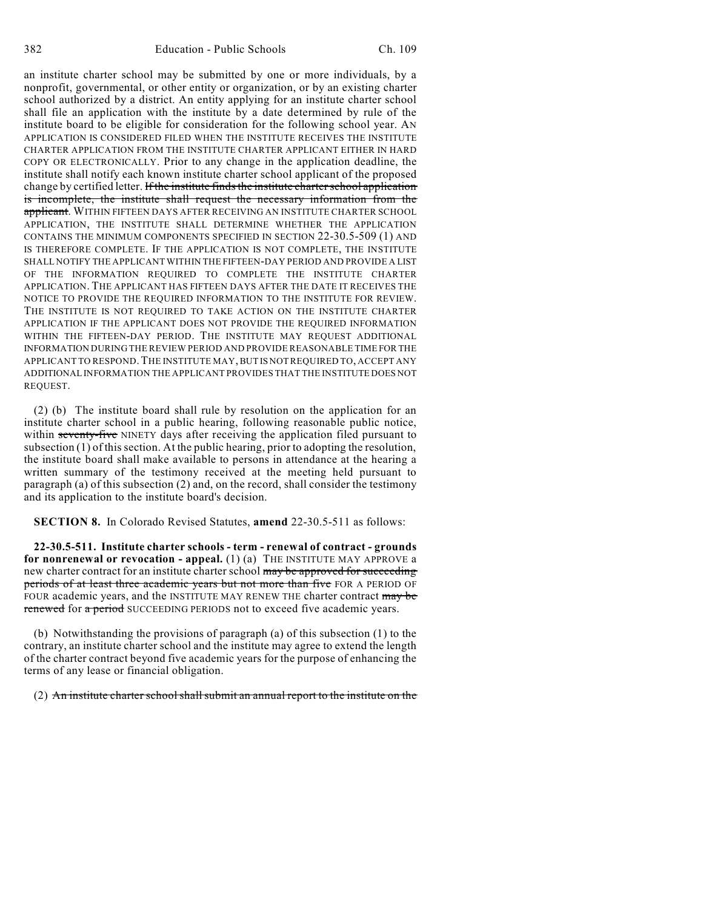an institute charter school may be submitted by one or more individuals, by a nonprofit, governmental, or other entity or organization, or by an existing charter school authorized by a district. An entity applying for an institute charter school shall file an application with the institute by a date determined by rule of the institute board to be eligible for consideration for the following school year. AN APPLICATION IS CONSIDERED FILED WHEN THE INSTITUTE RECEIVES THE INSTITUTE CHARTER APPLICATION FROM THE INSTITUTE CHARTER APPLICANT EITHER IN HARD COPY OR ELECTRONICALLY. Prior to any change in the application deadline, the institute shall notify each known institute charter school applicant of the proposed change by certified letter. ~~If the institute finds the institute charter school application is incomplete, the institute shall request the necessary information from the applicant.~~ WITHIN FIFTEEN DAYS AFTER RECEIVING AN INSTITUTE CHARTER SCHOOL APPLICATION, THE INSTITUTE SHALL DETERMINE WHETHER THE APPLICATION CONTAINS THE MINIMUM COMPONENTS SPECIFIED IN SECTION 22-30.5-509 (1) AND IS THEREFORE COMPLETE. IF THE APPLICATION IS NOT COMPLETE, THE INSTITUTE SHALL NOTIFY THE APPLICANT WITHIN THE FIFTEEN-DAY PERIOD AND PROVIDE A LIST OF THE INFORMATION REQUIRED TO COMPLETE THE INSTITUTE CHARTER APPLICATION. THE APPLICANT HAS FIFTEEN DAYS AFTER THE DATE IT RECEIVES THE NOTICE TO PROVIDE THE REQUIRED INFORMATION TO THE INSTITUTE FOR REVIEW. THE INSTITUTE IS NOT REQUIRED TO TAKE ACTION ON THE INSTITUTE CHARTER APPLICATION IF THE APPLICANT DOES NOT PROVIDE THE REQUIRED INFORMATION WITHIN THE FIFTEEN-DAY PERIOD. THE INSTITUTE MAY REQUEST ADDITIONAL INFORMATION DURING THE REVIEW PERIOD AND PROVIDE REASONABLE TIME FOR THE APPLICANT TO RESPOND. THE INSTITUTE MAY, BUT IS NOT REQUIRED TO, ACCEPT ANY ADDITIONAL INFORMATION THE APPLICANT PROVIDES THAT THE INSTITUTE DOES NOT REQUEST.

(2) (b) The institute board shall rule by resolution on the application for an institute charter school in a public hearing, following reasonable public notice, within ~~seventy-five~~ NINETY days after receiving the application filed pursuant to subsection (1) of this section. At the public hearing, prior to adopting the resolution, the institute board shall make available to persons in attendance at the hearing a written summary of the testimony received at the meeting held pursuant to paragraph (a) of this subsection (2) and, on the record, shall consider the testimony and its application to the institute board's decision.

**SECTION 8.** In Colorado Revised Statutes, **amend** 22-30.5-511 as follows:

**22-30.5-511. Institute charter schools - term - renewal of contract - grounds for nonrenewal or revocation - appeal.** (1) (a) THE INSTITUTE MAY APPROVE a new charter contract for an institute charter school ~~may be approved for succeeding periods of at least three academic years but not more than five~~ FOR A PERIOD OF FOUR academic years, and the INSTITUTE MAY RENEW THE charter contract ~~may be renewed~~ for ~~a period~~ SUCCEEDING PERIODS not to exceed five academic years.

(b) Notwithstanding the provisions of paragraph (a) of this subsection (1) to the contrary, an institute charter school and the institute may agree to extend the length of the charter contract beyond five academic years for the purpose of enhancing the terms of any lease or financial obligation.

(2) ~~An institute charter school shall submit an annual report to the institute on the~~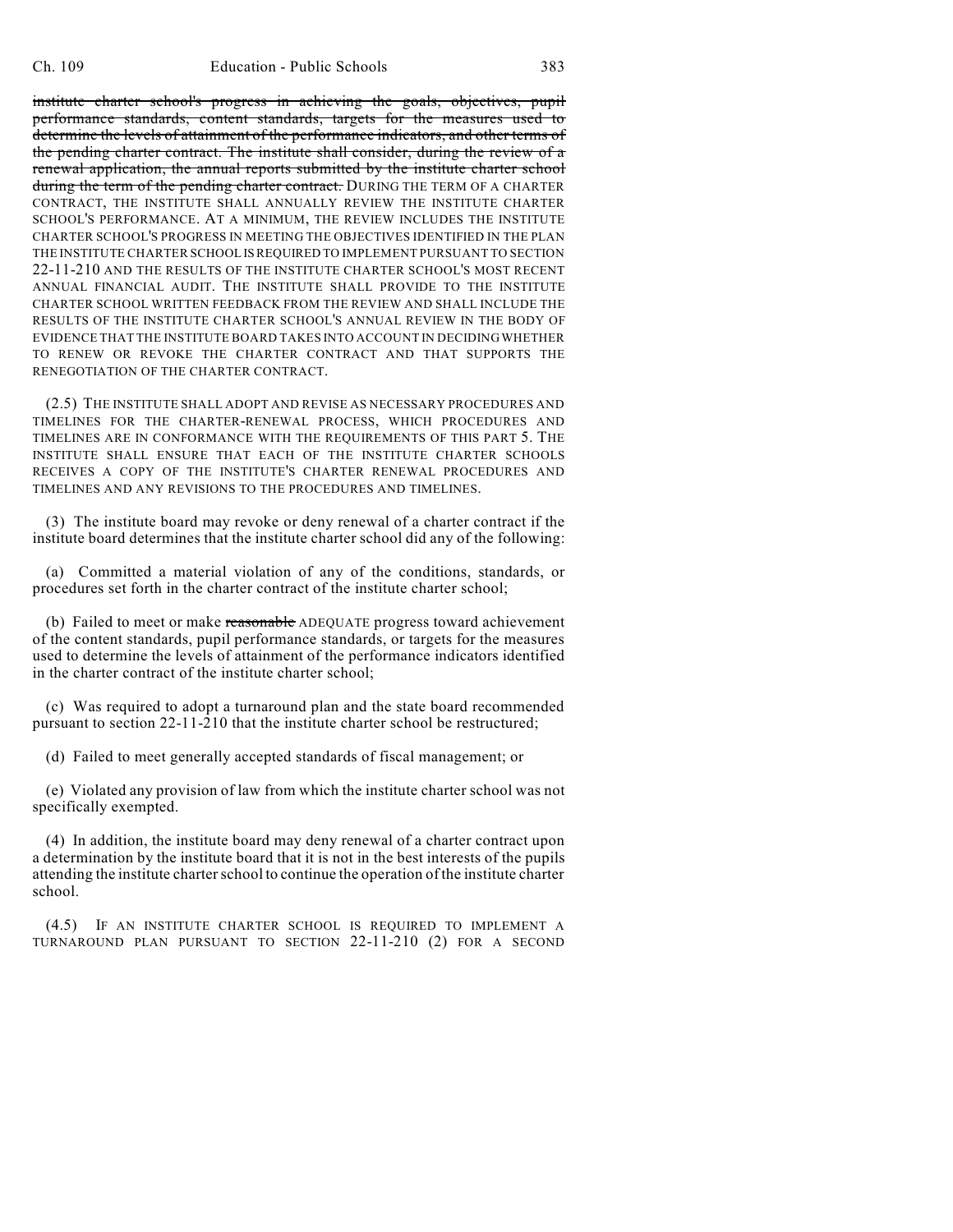~~institute charter school's progress in achieving the goals, objectives, pupil performance standards, content standards, targets for the measures used to determine the levels of attainment of the performance indicators, and other terms of the pending charter contract. The institute shall consider, during the review of a renewal application, the annual reports submitted by the institute charter school during the term of the pending charter contract.~~ DURING THE TERM OF A CHARTER CONTRACT, THE INSTITUTE SHALL ANNUALLY REVIEW THE INSTITUTE CHARTER SCHOOL'S PERFORMANCE. AT A MINIMUM, THE REVIEW INCLUDES THE INSTITUTE CHARTER SCHOOL'S PROGRESS IN MEETING THE OBJECTIVES IDENTIFIED IN THE PLAN THE INSTITUTE CHARTER SCHOOL IS REQUIRED TO IMPLEMENT PURSUANT TO SECTION 22-11-210 AND THE RESULTS OF THE INSTITUTE CHARTER SCHOOL'S MOST RECENT ANNUAL FINANCIAL AUDIT. THE INSTITUTE SHALL PROVIDE TO THE INSTITUTE CHARTER SCHOOL WRITTEN FEEDBACK FROM THE REVIEW AND SHALL INCLUDE THE RESULTS OF THE INSTITUTE CHARTER SCHOOL'S ANNUAL REVIEW IN THE BODY OF EVIDENCE THAT THE INSTITUTE BOARD TAKES INTO ACCOUNT IN DECIDING WHETHER TO RENEW OR REVOKE THE CHARTER CONTRACT AND THAT SUPPORTS THE RENEGOTIATION OF THE CHARTER CONTRACT.

(2.5) THE INSTITUTE SHALL ADOPT AND REVISE AS NECESSARY PROCEDURES AND TIMELINES FOR THE CHARTER-RENEWAL PROCESS, WHICH PROCEDURES AND TIMELINES ARE IN CONFORMANCE WITH THE REQUIREMENTS OF THIS PART 5. THE INSTITUTE SHALL ENSURE THAT EACH OF THE INSTITUTE CHARTER SCHOOLS RECEIVES A COPY OF THE INSTITUTE'S CHARTER RENEWAL PROCEDURES AND TIMELINES AND ANY REVISIONS TO THE PROCEDURES AND TIMELINES.

(3) The institute board may revoke or deny renewal of a charter contract if the institute board determines that the institute charter school did any of the following:

(a) Committed a material violation of any of the conditions, standards, or procedures set forth in the charter contract of the institute charter school;

(b) Failed to meet or make ~~reasonable~~ ADEQUATE progress toward achievement of the content standards, pupil performance standards, or targets for the measures used to determine the levels of attainment of the performance indicators identified in the charter contract of the institute charter school;

(c) Was required to adopt a turnaround plan and the state board recommended pursuant to section 22-11-210 that the institute charter school be restructured;

(d) Failed to meet generally accepted standards of fiscal management; or

(e) Violated any provision of law from which the institute charter school was not specifically exempted.

(4) In addition, the institute board may deny renewal of a charter contract upon a determination by the institute board that it is not in the best interests of the pupils attending the institute charter school to continue the operation of the institute charter school.

(4.5) IF AN INSTITUTE CHARTER SCHOOL IS REQUIRED TO IMPLEMENT A TURNAROUND PLAN PURSUANT TO SECTION 22-11-210 (2) FOR A SECOND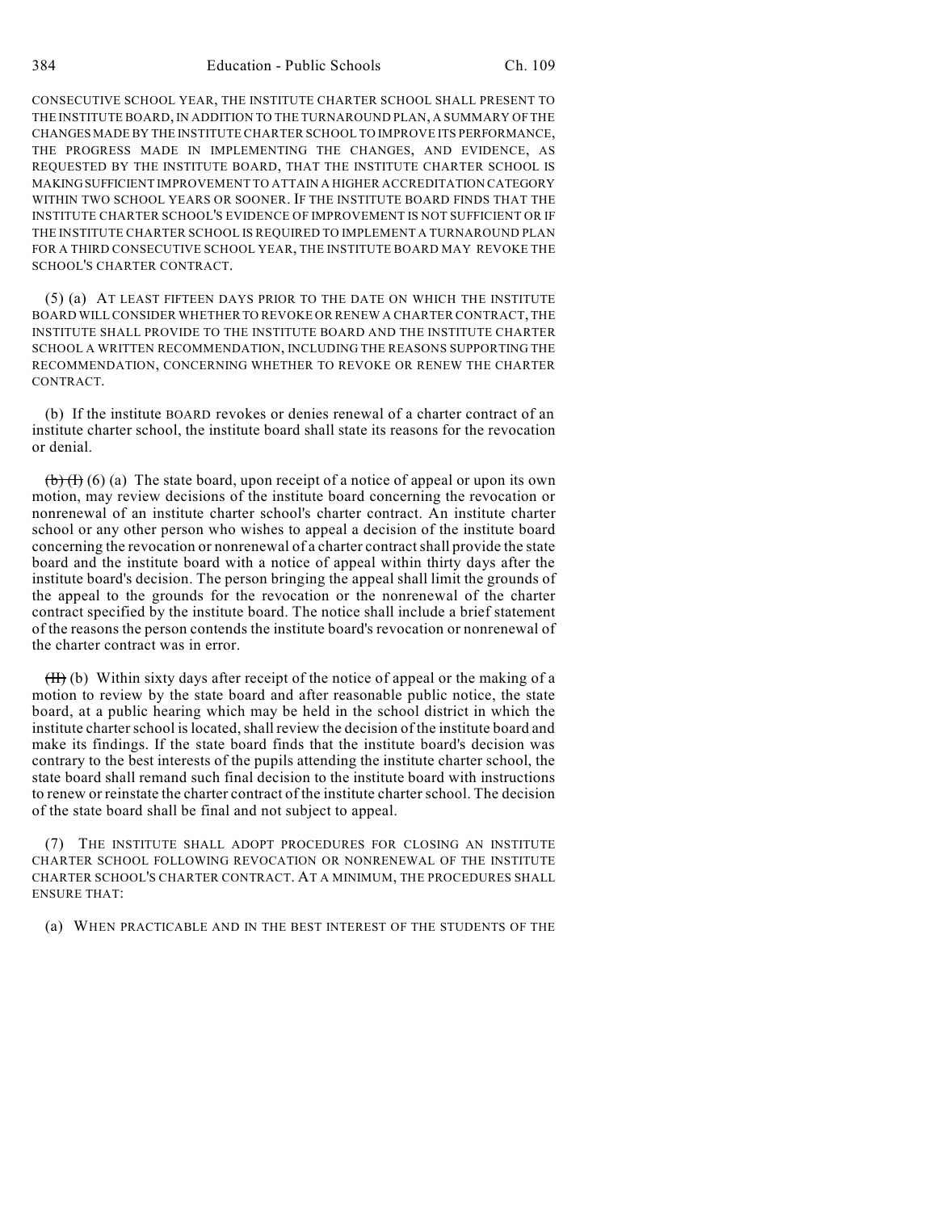CONSECUTIVE SCHOOL YEAR, THE INSTITUTE CHARTER SCHOOL SHALL PRESENT TO THE INSTITUTE BOARD, IN ADDITION TO THE TURNAROUND PLAN, A SUMMARY OF THE CHANGES MADE BY THE INSTITUTE CHARTER SCHOOL TO IMPROVE ITS PERFORMANCE, THE PROGRESS MADE IN IMPLEMENTING THE CHANGES, AND EVIDENCE, AS REQUESTED BY THE INSTITUTE BOARD, THAT THE INSTITUTE CHARTER SCHOOL IS MAKING SUFFICIENT IMPROVEMENT TO ATTAIN A HIGHER ACCREDITATION CATEGORY WITHIN TWO SCHOOL YEARS OR SOONER. IF THE INSTITUTE BOARD FINDS THAT THE INSTITUTE CHARTER SCHOOL'S EVIDENCE OF IMPROVEMENT IS NOT SUFFICIENT OR IF THE INSTITUTE CHARTER SCHOOL IS REQUIRED TO IMPLEMENT A TURNAROUND PLAN FOR A THIRD CONSECUTIVE SCHOOL YEAR, THE INSTITUTE BOARD MAY REVOKE THE SCHOOL'S CHARTER CONTRACT.

(5) (a) AT LEAST FIFTEEN DAYS PRIOR TO THE DATE ON WHICH THE INSTITUTE BOARD WILL CONSIDER WHETHER TO REVOKE OR RENEW A CHARTER CONTRACT, THE INSTITUTE SHALL PROVIDE TO THE INSTITUTE BOARD AND THE INSTITUTE CHARTER SCHOOL A WRITTEN RECOMMENDATION, INCLUDING THE REASONS SUPPORTING THE RECOMMENDATION, CONCERNING WHETHER TO REVOKE OR RENEW THE CHARTER CONTRACT.

(b) If the institute BOARD revokes or denies renewal of a charter contract of an institute charter school, the institute board shall state its reasons for the revocation or denial.

~~(b) (I)~~ (6) (a) The state board, upon receipt of a notice of appeal or upon its own motion, may review decisions of the institute board concerning the revocation or nonrenewal of an institute charter school's charter contract. An institute charter school or any other person who wishes to appeal a decision of the institute board concerning the revocation or nonrenewal of a charter contract shall provide the state board and the institute board with a notice of appeal within thirty days after the institute board's decision. The person bringing the appeal shall limit the grounds of the appeal to the grounds for the revocation or the nonrenewal of the charter contract specified by the institute board. The notice shall include a brief statement of the reasons the person contends the institute board's revocation or nonrenewal of the charter contract was in error.

~~(II)~~ (b) Within sixty days after receipt of the notice of appeal or the making of a motion to review by the state board and after reasonable public notice, the state board, at a public hearing which may be held in the school district in which the institute charter school is located, shall review the decision of the institute board and make its findings. If the state board finds that the institute board's decision was contrary to the best interests of the pupils attending the institute charter school, the state board shall remand such final decision to the institute board with instructions to renew or reinstate the charter contract of the institute charter school. The decision of the state board shall be final and not subject to appeal.

(7) THE INSTITUTE SHALL ADOPT PROCEDURES FOR CLOSING AN INSTITUTE CHARTER SCHOOL FOLLOWING REVOCATION OR NONRENEWAL OF THE INSTITUTE CHARTER SCHOOL'S CHARTER CONTRACT. AT A MINIMUM, THE PROCEDURES SHALL ENSURE THAT:

(a) WHEN PRACTICABLE AND IN THE BEST INTEREST OF THE STUDENTS OF THE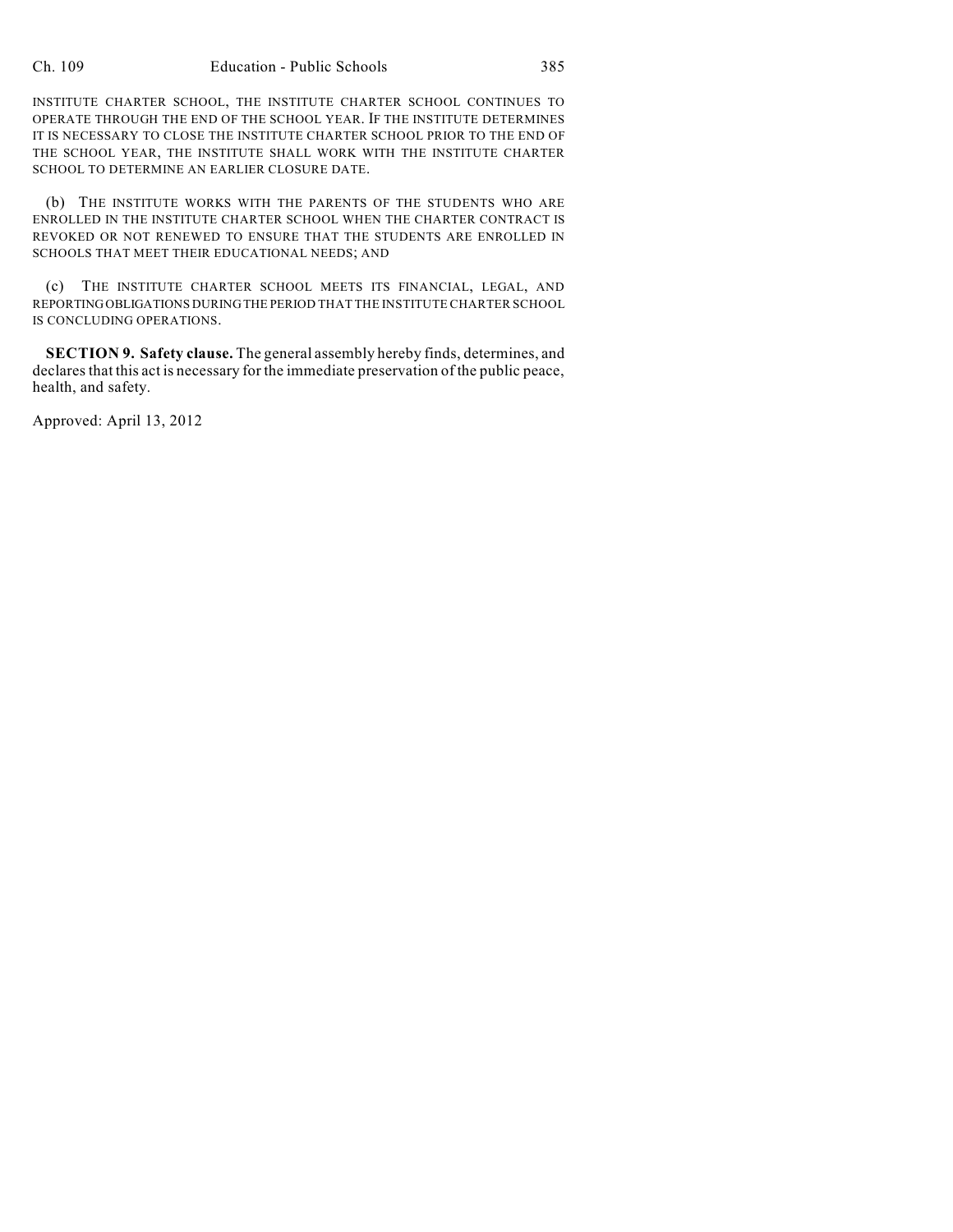INSTITUTE CHARTER SCHOOL, THE INSTITUTE CHARTER SCHOOL CONTINUES TO OPERATE THROUGH THE END OF THE SCHOOL YEAR. IF THE INSTITUTE DETERMINES IT IS NECESSARY TO CLOSE THE INSTITUTE CHARTER SCHOOL PRIOR TO THE END OF THE SCHOOL YEAR, THE INSTITUTE SHALL WORK WITH THE INSTITUTE CHARTER SCHOOL TO DETERMINE AN EARLIER CLOSURE DATE.

(b) THE INSTITUTE WORKS WITH THE PARENTS OF THE STUDENTS WHO ARE ENROLLED IN THE INSTITUTE CHARTER SCHOOL WHEN THE CHARTER CONTRACT IS REVOKED OR NOT RENEWED TO ENSURE THAT THE STUDENTS ARE ENROLLED IN SCHOOLS THAT MEET THEIR EDUCATIONAL NEEDS; AND

(c) THE INSTITUTE CHARTER SCHOOL MEETS ITS FINANCIAL, LEGAL, AND REPORTING OBLIGATIONS DURING THE PERIOD THAT THE INSTITUTE CHARTER SCHOOL IS CONCLUDING OPERATIONS.

**SECTION 9. Safety clause.** The general assembly hereby finds, determines, and declares that this act is necessary for the immediate preservation of the public peace, health, and safety.

Approved: April 13, 2012